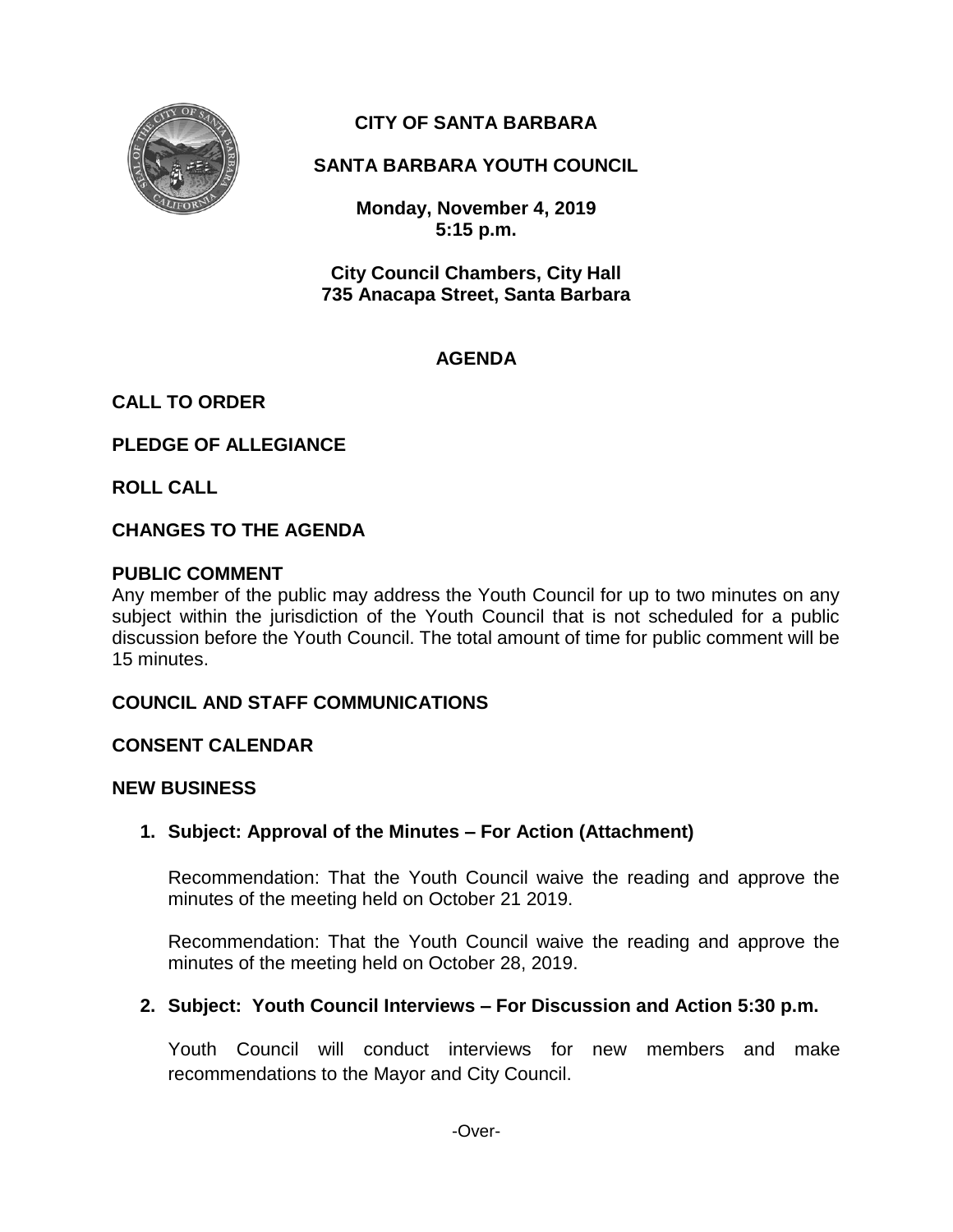# CITY OF SANTA BARBARA

## SANTA BARBARA YOUTH COUNCIL

**Monday, November 4, 2019**
**5:15 p.m.**

**City Council Chambers, City Hall**
**735 Anacapa Street, Santa Barbara**

## AGENDA

**CALL TO ORDER**

**PLEDGE OF ALLEGIANCE**

**ROLL CALL**

**CHANGES TO THE AGENDA**

**PUBLIC COMMENT**

Any member of the public may address the Youth Council for up to two minutes on any subject within the jurisdiction of the Youth Council that is not scheduled for a public discussion before the Youth Council. The total amount of time for public comment will be 15 minutes.

**COUNCIL AND STAFF COMMUNICATIONS**

**CONSENT CALENDAR**

**NEW BUSINESS**

1. **Subject: Approval of the Minutes – For Action (Attachment)**

   Recommendation: That the Youth Council waive the reading and approve the minutes of the meeting held on October 21 2019.

   Recommendation: That the Youth Council waive the reading and approve the minutes of the meeting held on October 28, 2019.

2. **Subject: Youth Council Interviews – For Discussion and Action 5:30 p.m.**

   Youth Council will conduct interviews for new members and make recommendations to the Mayor and City Council.

-Over-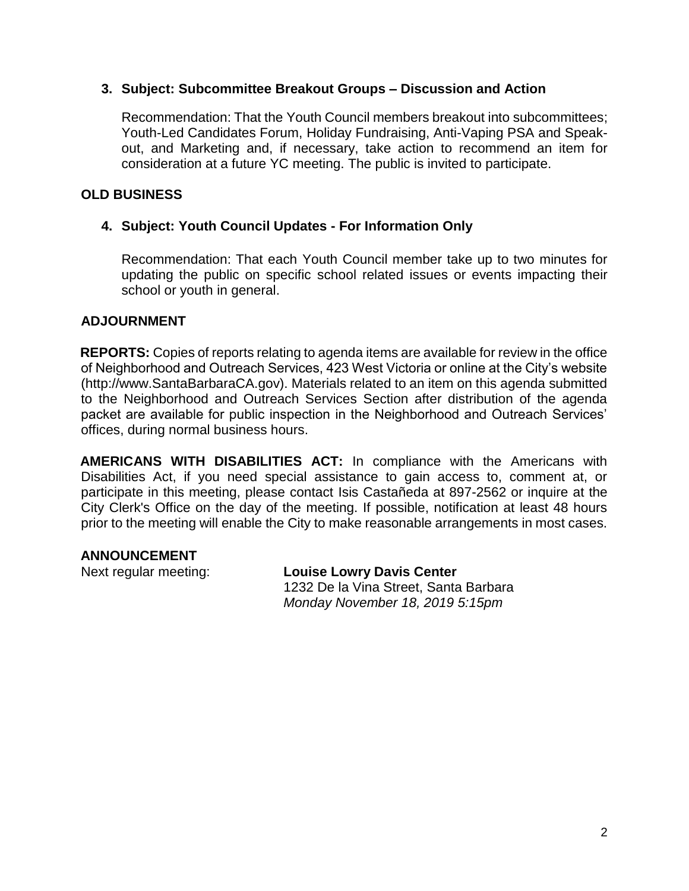### 3. Subject: Subcommittee Breakout Groups – Discussion and Action

Recommendation: That the Youth Council members breakout into subcommittees; Youth-Led Candidates Forum, Holiday Fundraising, Anti-Vaping PSA and Speak-out, and Marketing and, if necessary, take action to recommend an item for consideration at a future YC meeting. The public is invited to participate.

## OLD BUSINESS

### 4. Subject: Youth Council Updates - For Information Only

Recommendation: That each Youth Council member take up to two minutes for updating the public on specific school related issues or events impacting their school or youth in general.

## ADJOURNMENT

**REPORTS:** Copies of reports relating to agenda items are available for review in the office of Neighborhood and Outreach Services, 423 West Victoria or online at the City's website (http://www.SantaBarbaraCA.gov). Materials related to an item on this agenda submitted to the Neighborhood and Outreach Services Section after distribution of the agenda packet are available for public inspection in the Neighborhood and Outreach Services' offices, during normal business hours.

**AMERICANS WITH DISABILITIES ACT:** In compliance with the Americans with Disabilities Act, if you need special assistance to gain access to, comment at, or participate in this meeting, please contact Isis Castañeda at 897-2562 or inquire at the City Clerk's Office on the day of the meeting. If possible, notification at least 48 hours prior to the meeting will enable the City to make reasonable arrangements in most cases.

## ANNOUNCEMENT

Next regular meeting: **Louise Lowry Davis Center**
1232 De la Vina Street, Santa Barbara
*Monday November 18, 2019 5:15pm*